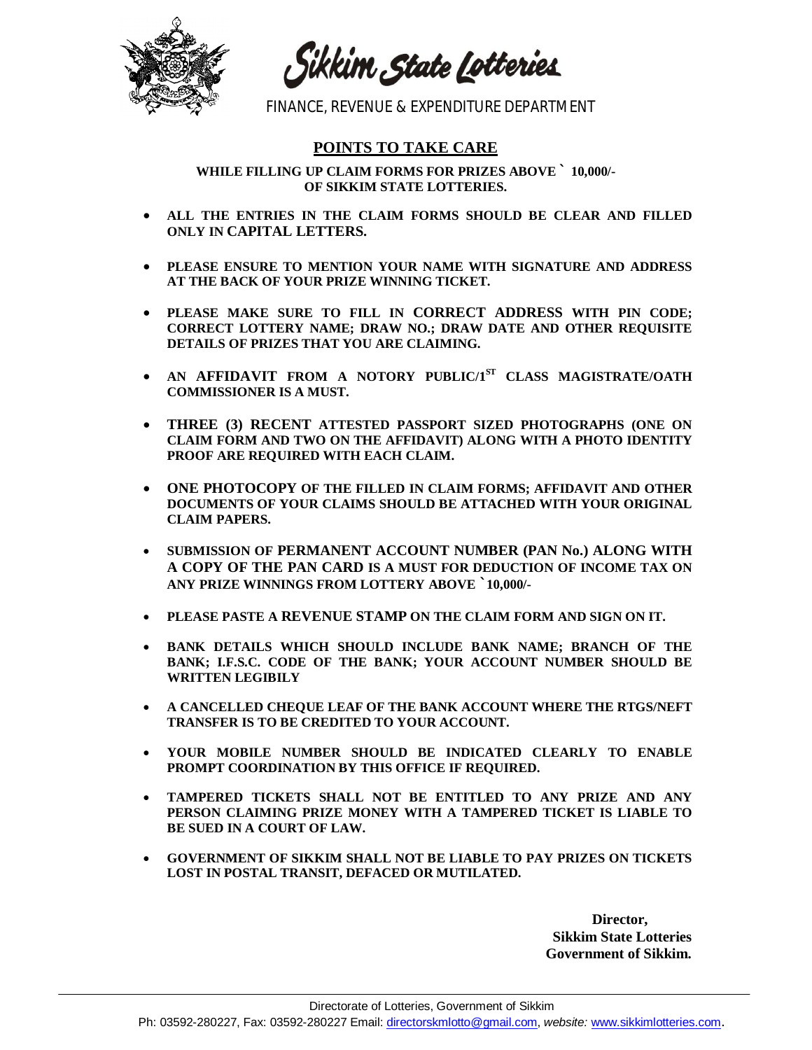# Sikkim State Lotteries

FINANCE, REVENUE & EXPENDITURE DEPARTMENT

## POINTS TO TAKE CARE

**WHILE FILLING UP CLAIM FORMS FOR PRIZES ABOVE ` 10,000/- OF SIKKIM STATE LOTTERIES.**

- **ALL THE ENTRIES IN THE CLAIM FORMS SHOULD BE CLEAR AND FILLED ONLY IN CAPITAL LETTERS.**
- **PLEASE ENSURE TO MENTION YOUR NAME WITH SIGNATURE AND ADDRESS AT THE BACK OF YOUR PRIZE WINNING TICKET.**
- **PLEASE MAKE SURE TO FILL IN CORRECT ADDRESS WITH PIN CODE; CORRECT LOTTERY NAME; DRAW NO.; DRAW DATE AND OTHER REQUISITE DETAILS OF PRIZES THAT YOU ARE CLAIMING.**
- **AN AFFIDAVIT FROM A NOTORY PUBLIC/1ST CLASS MAGISTRATE/OATH COMMISSIONER IS A MUST.**
- **THREE (3) RECENT ATTESTED PASSPORT SIZED PHOTOGRAPHS (ONE ON CLAIM FORM AND TWO ON THE AFFIDAVIT) ALONG WITH A PHOTO IDENTITY PROOF ARE REQUIRED WITH EACH CLAIM.**
- **ONE PHOTOCOPY OF THE FILLED IN CLAIM FORMS; AFFIDAVIT AND OTHER DOCUMENTS OF YOUR CLAIMS SHOULD BE ATTACHED WITH YOUR ORIGINAL CLAIM PAPERS.**
- **SUBMISSION OF PERMANENT ACCOUNT NUMBER (PAN No.) ALONG WITH A COPY OF THE PAN CARD IS A MUST FOR DEDUCTION OF INCOME TAX ON ANY PRIZE WINNINGS FROM LOTTERY ABOVE ` 10,000/-**
- **PLEASE PASTE A REVENUE STAMP ON THE CLAIM FORM AND SIGN ON IT.**
- **BANK DETAILS WHICH SHOULD INCLUDE BANK NAME; BRANCH OF THE BANK; I.F.S.C. CODE OF THE BANK; YOUR ACCOUNT NUMBER SHOULD BE WRITTEN LEGIBILY**
- **A CANCELLED CHEQUE LEAF OF THE BANK ACCOUNT WHERE THE RTGS/NEFT TRANSFER IS TO BE CREDITED TO YOUR ACCOUNT.**
- **YOUR MOBILE NUMBER SHOULD BE INDICATED CLEARLY TO ENABLE PROMPT COORDINATION BY THIS OFFICE IF REQUIRED.**
- **TAMPERED TICKETS SHALL NOT BE ENTITLED TO ANY PRIZE AND ANY PERSON CLAIMING PRIZE MONEY WITH A TAMPERED TICKET IS LIABLE TO BE SUED IN A COURT OF LAW.**
- **GOVERNMENT OF SIKKIM SHALL NOT BE LIABLE TO PAY PRIZES ON TICKETS LOST IN POSTAL TRANSIT, DEFACED OR MUTILATED.**

**Director,**
**Sikkim State Lotteries**
**Government of Sikkim.**

Directorate of Lotteries, Government of Sikkim
Ph: 03592-280227, Fax: 03592-280227 Email: directorskmlotto@gmail.com, *website:* www.sikkimlotteries.com.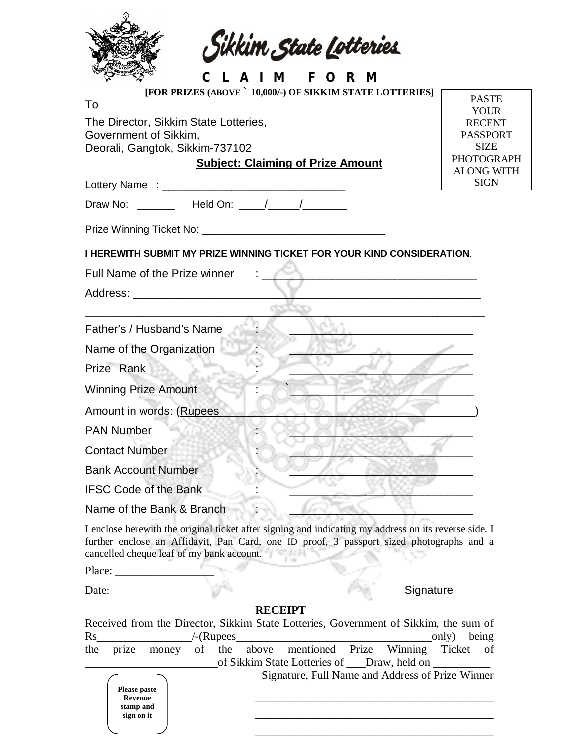# Sikkim State Lotteries

## CLAIM FORM

**[FOR PRIZES (ABOVE ` 10,000/-) OF SIKKIM STATE LOTTERIES]**

PASTE YOUR RECENT PASSPORT SIZE PHOTOGRAPH ALONG WITH SIGN

To

The Director, Sikkim State Lotteries,
Government of Sikkim,
Deorali, Gangtok, Sikkim-737102

**Subject: Claiming of Prize Amount**

Lottery Name : ______________________________

Draw No: ______ Held On: ____/_____/_______

Prize Winning Ticket No: ______________________________

**I HEREWITH SUBMIT MY PRIZE WINNING TICKET FOR YOUR KIND CONSIDERATION**.

Full Name of the Prize winner : ________________________________

Address: ________________________________________________________

________________________________________________________________

Father's / Husband's Name : ____________________________

Name of the Organization : ____________________________

Prize Rank : ____________________________

Winning Prize Amount : ` ____________________________

Amount in words: (Rupees ________________________________________)

PAN Number : ____________________________

Contact Number : ____________________________

Bank Account Number : ____________________________

IFSC Code of the Bank : ____________________________

Name of the Bank & Branch : ____________________________

I enclose herewith the original ticket after signing and indicating my address on its reverse side. I further enclose an Affidavit, Pan Card, one ID proof, 3 passport sized photographs and a cancelled cheque leaf of my bank account.

Place: _________________

Date:

Signature

---

**RECEIPT**

Received from the Director, Sikkim State Lotteries, Government of Sikkim, the sum of Rs________________/-(Rupees________________________________only) being the prize money of the above mentioned Prize Winning Ticket of ______________________of Sikkim State Lotteries of ___Draw, held on __________

Signature, Full Name and Address of Prize Winner

**Please paste Revenue stamp and sign on it**

________________________________________

________________________________________

________________________________________